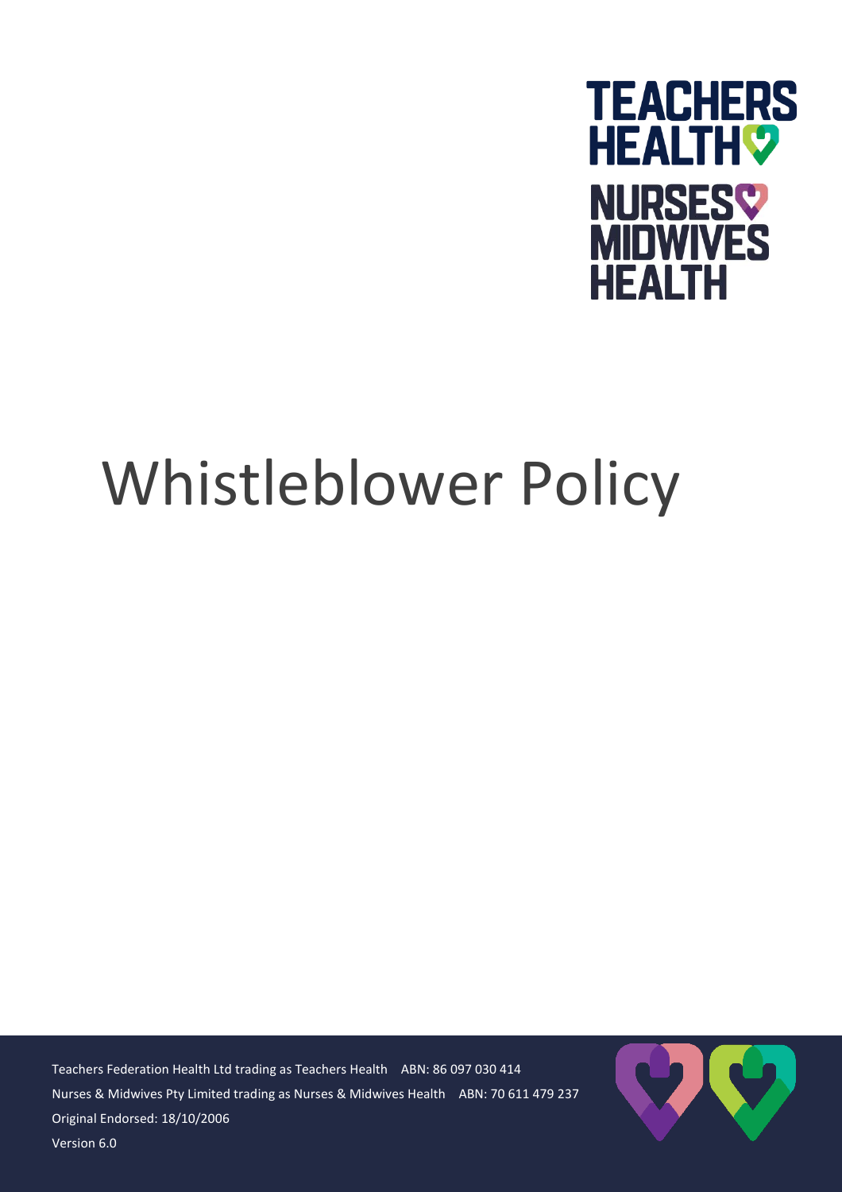TEACHERS HEALTH

NURSES MIDWIVES HEALTH

# Whistleblower Policy

Teachers Federation Health Ltd trading as Teachers Health ABN: 86 097 030 414

Nurses & Midwives Pty Limited trading as Nurses & Midwives Health ABN: 70 611 479 237

Original Endorsed: 18/10/2006

Version 6.0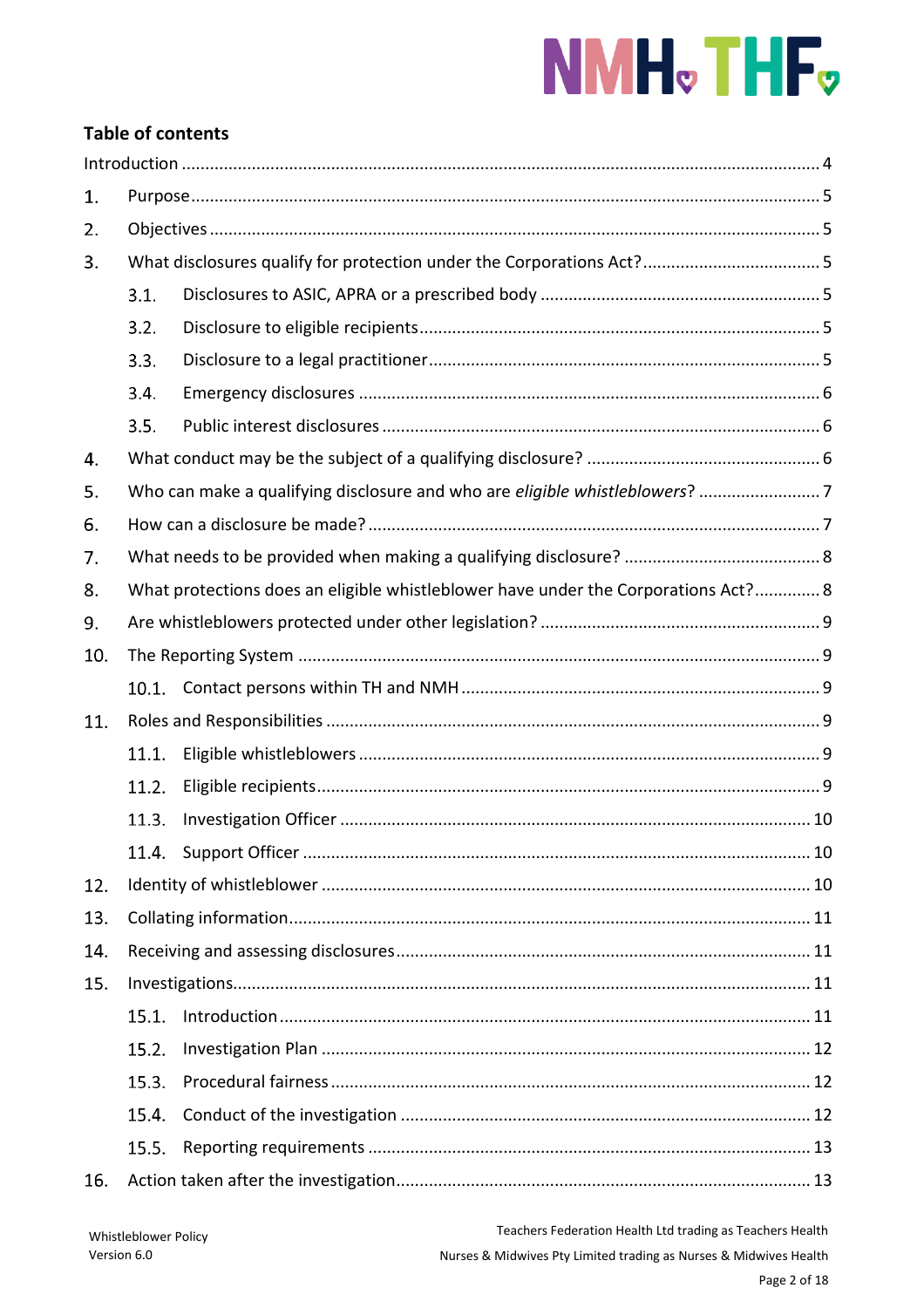## Table of contents

Introduction ........ 4

1. Purpose ........ 5
2. Objectives ........ 5
3. What disclosures qualify for protection under the Corporations Act? ........ 5
   - 3.1. Disclosures to ASIC, APRA or a prescribed body ........ 5
   - 3.2. Disclosure to eligible recipients ........ 5
   - 3.3. Disclosure to a legal practitioner ........ 5
   - 3.4. Emergency disclosures ........ 6
   - 3.5. Public interest disclosures ........ 6
4. What conduct may be the subject of a qualifying disclosure? ........ 6
5. Who can make a qualifying disclosure and who are *eligible whistleblowers*? ........ 7
6. How can a disclosure be made? ........ 7
7. What needs to be provided when making a qualifying disclosure? ........ 8
8. What protections does an eligible whistleblower have under the Corporations Act? ........ 8
9. Are whistleblowers protected under other legislation? ........ 9
10. The Reporting System ........ 9
    - 10.1. Contact persons within TH and NMH ........ 9
11. Roles and Responsibilities ........ 9
    - 11.1. Eligible whistleblowers ........ 9
    - 11.2. Eligible recipients ........ 9
    - 11.3. Investigation Officer ........ 10
    - 11.4. Support Officer ........ 10
12. Identity of whistleblower ........ 10
13. Collating information ........ 11
14. Receiving and assessing disclosures ........ 11
15. Investigations ........ 11
    - 15.1. Introduction ........ 11
    - 15.2. Investigation Plan ........ 12
    - 15.3. Procedural fairness ........ 12
    - 15.4. Conduct of the investigation ........ 12
    - 15.5. Reporting requirements ........ 13
16. Action taken after the investigation ........ 13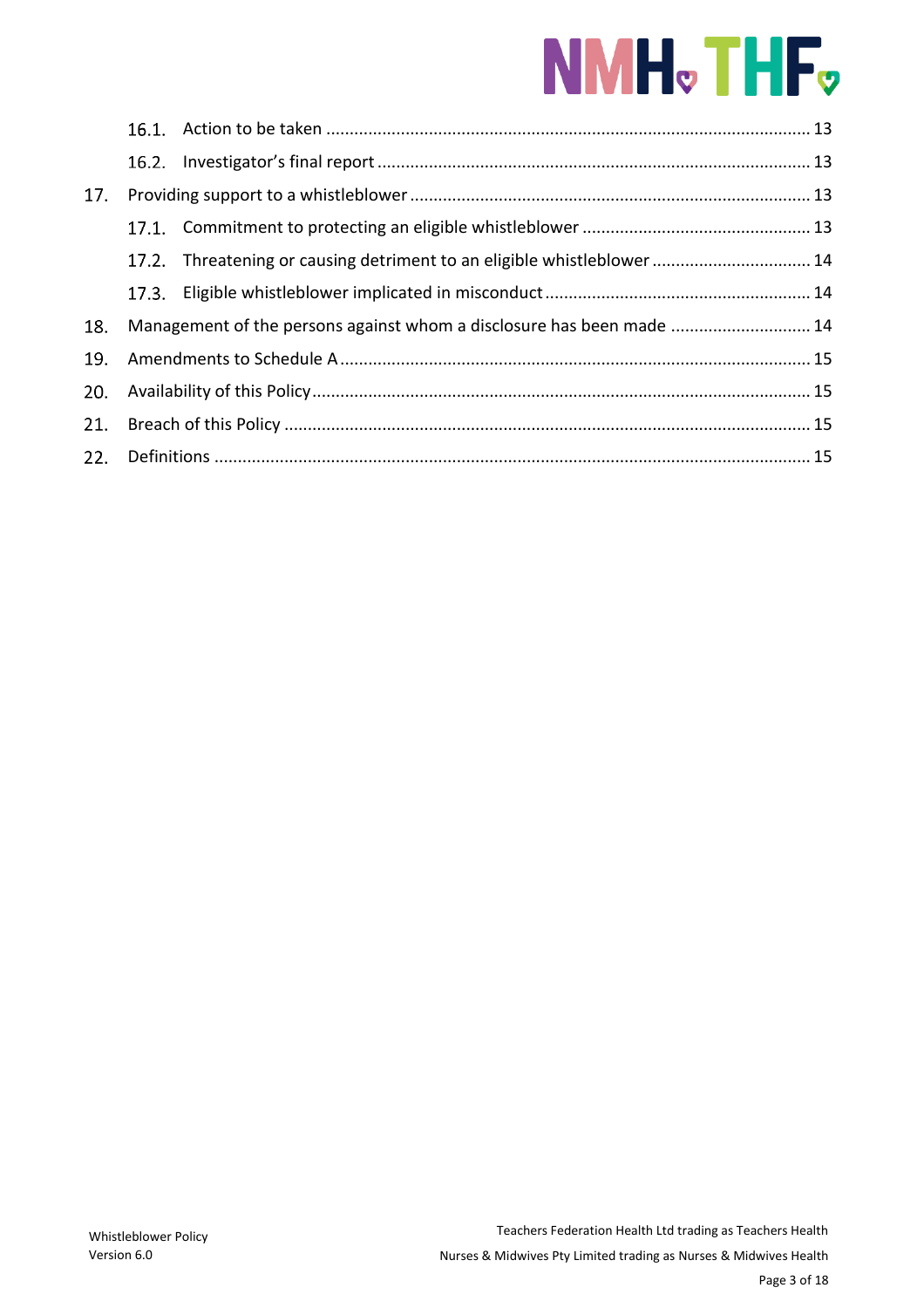- 16.1. Action to be taken ...... 13
- 16.2. Investigator's final report ...... 13

17. Providing support to a whistleblower ...... 13
    - 17.1. Commitment to protecting an eligible whistleblower ...... 13
    - 17.2. Threatening or causing detriment to an eligible whistleblower ...... 14
    - 17.3. Eligible whistleblower implicated in misconduct ...... 14
18. Management of the persons against whom a disclosure has been made ...... 14
19. Amendments to Schedule A ...... 15
20. Availability of this Policy ...... 15
21. Breach of this Policy ...... 15
22. Definitions ...... 15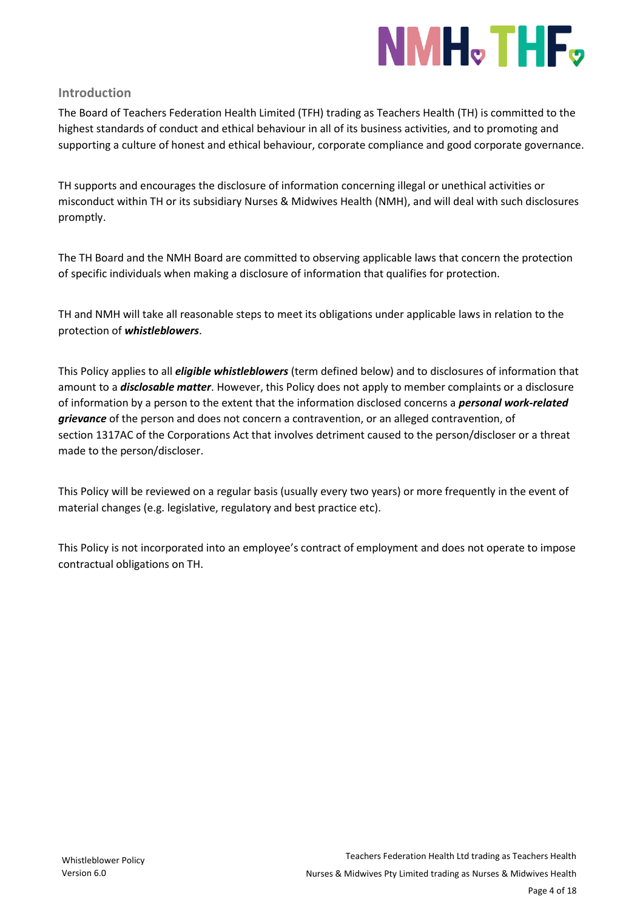## Introduction

The Board of Teachers Federation Health Limited (TFH) trading as Teachers Health (TH) is committed to the highest standards of conduct and ethical behaviour in all of its business activities, and to promoting and supporting a culture of honest and ethical behaviour, corporate compliance and good corporate governance.

TH supports and encourages the disclosure of information concerning illegal or unethical activities or misconduct within TH or its subsidiary Nurses & Midwives Health (NMH), and will deal with such disclosures promptly.

The TH Board and the NMH Board are committed to observing applicable laws that concern the protection of specific individuals when making a disclosure of information that qualifies for protection.

TH and NMH will take all reasonable steps to meet its obligations under applicable laws in relation to the protection of ***whistleblowers***.

This Policy applies to all ***eligible whistleblowers*** (term defined below) and to disclosures of information that amount to a ***disclosable matter***. However, this Policy does not apply to member complaints or a disclosure of information by a person to the extent that the information disclosed concerns a ***personal work-related grievance*** of the person and does not concern a contravention, or an alleged contravention, of section 1317AC of the Corporations Act that involves detriment caused to the person/discloser or a threat made to the person/discloser.

This Policy will be reviewed on a regular basis (usually every two years) or more frequently in the event of material changes (e.g. legislative, regulatory and best practice etc).

This Policy is not incorporated into an employee's contract of employment and does not operate to impose contractual obligations on TH.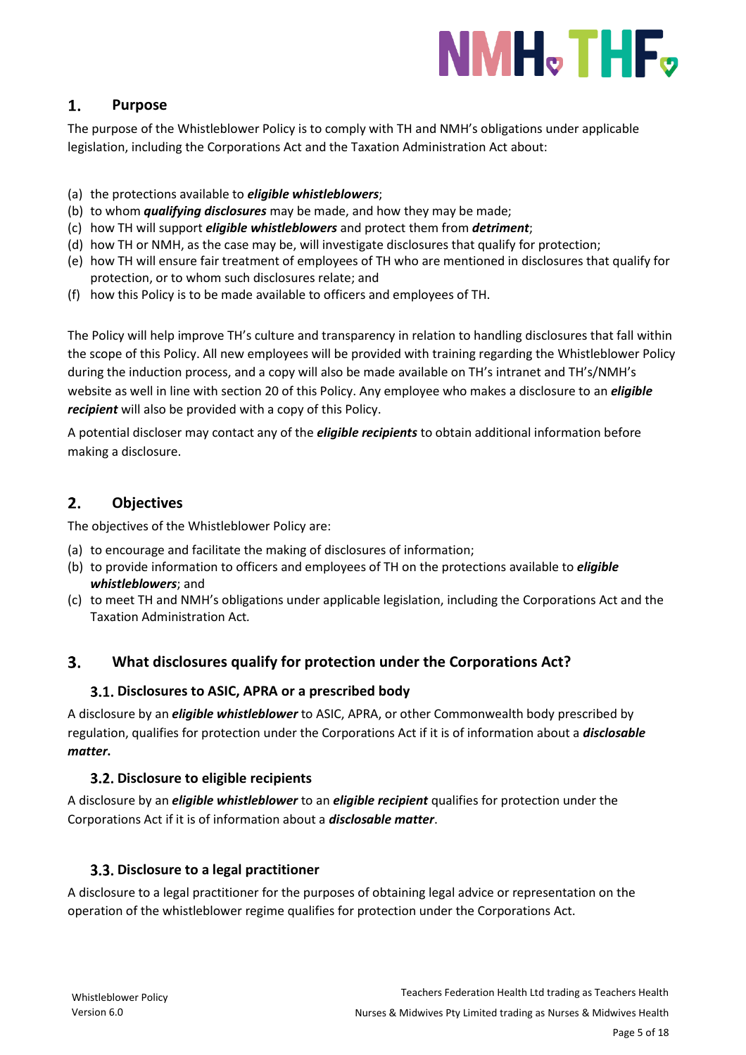## 1. Purpose

The purpose of the Whistleblower Policy is to comply with TH and NMH's obligations under applicable legislation, including the Corporations Act and the Taxation Administration Act about:

(a) the protections available to ***eligible whistleblowers***;
(b) to whom ***qualifying disclosures*** may be made, and how they may be made;
(c) how TH will support ***eligible whistleblowers*** and protect them from ***detriment***;
(d) how TH or NMH, as the case may be, will investigate disclosures that qualify for protection;
(e) how TH will ensure fair treatment of employees of TH who are mentioned in disclosures that qualify for protection, or to whom such disclosures relate; and
(f) how this Policy is to be made available to officers and employees of TH.

The Policy will help improve TH's culture and transparency in relation to handling disclosures that fall within the scope of this Policy. All new employees will be provided with training regarding the Whistleblower Policy during the induction process, and a copy will also be made available on TH's intranet and TH's/NMH's website as well in line with section 20 of this Policy. Any employee who makes a disclosure to an ***eligible recipient*** will also be provided with a copy of this Policy.

A potential discloser may contact any of the ***eligible recipients*** to obtain additional information before making a disclosure.

## 2. Objectives

The objectives of the Whistleblower Policy are:

(a) to encourage and facilitate the making of disclosures of information;
(b) to provide information to officers and employees of TH on the protections available to ***eligible whistleblowers***; and
(c) to meet TH and NMH's obligations under applicable legislation, including the Corporations Act and the Taxation Administration Act.

## 3. What disclosures qualify for protection under the Corporations Act?

### 3.1. Disclosures to ASIC, APRA or a prescribed body

A disclosure by an ***eligible whistleblower*** to ASIC, APRA, or other Commonwealth body prescribed by regulation, qualifies for protection under the Corporations Act if it is of information about a ***disclosable matter.***

### 3.2. Disclosure to eligible recipients

A disclosure by an ***eligible whistleblower*** to an ***eligible recipient*** qualifies for protection under the Corporations Act if it is of information about a ***disclosable matter***.

### 3.3. Disclosure to a legal practitioner

A disclosure to a legal practitioner for the purposes of obtaining legal advice or representation on the operation of the whistleblower regime qualifies for protection under the Corporations Act.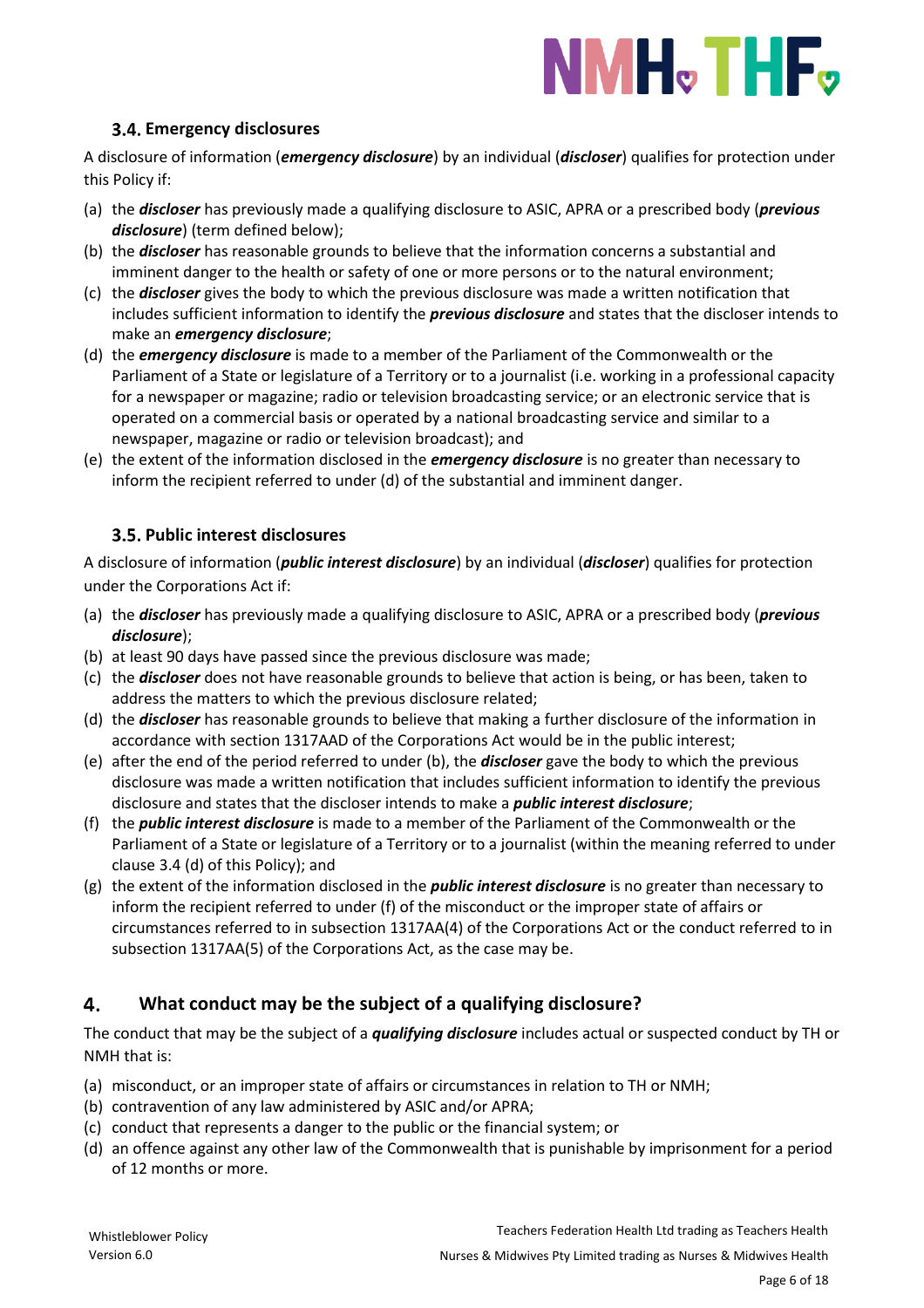### 3.4. Emergency disclosures

A disclosure of information (***emergency disclosure***) by an individual (***discloser***) qualifies for protection under this Policy if:

(a) the ***discloser*** has previously made a qualifying disclosure to ASIC, APRA or a prescribed body (***previous disclosure***) (term defined below);
(b) the ***discloser*** has reasonable grounds to believe that the information concerns a substantial and imminent danger to the health or safety of one or more persons or to the natural environment;
(c) the ***discloser*** gives the body to which the previous disclosure was made a written notification that includes sufficient information to identify the ***previous disclosure*** and states that the discloser intends to make an ***emergency disclosure***;
(d) the ***emergency disclosure*** is made to a member of the Parliament of the Commonwealth or the Parliament of a State or legislature of a Territory or to a journalist (i.e. working in a professional capacity for a newspaper or magazine; radio or television broadcasting service; or an electronic service that is operated on a commercial basis or operated by a national broadcasting service and similar to a newspaper, magazine or radio or television broadcast); and
(e) the extent of the information disclosed in the ***emergency disclosure*** is no greater than necessary to inform the recipient referred to under (d) of the substantial and imminent danger.

### 3.5. Public interest disclosures

A disclosure of information (***public interest disclosure***) by an individual (***discloser***) qualifies for protection under the Corporations Act if:

(a) the ***discloser*** has previously made a qualifying disclosure to ASIC, APRA or a prescribed body (***previous disclosure***);
(b) at least 90 days have passed since the previous disclosure was made;
(c) the ***discloser*** does not have reasonable grounds to believe that action is being, or has been, taken to address the matters to which the previous disclosure related;
(d) the ***discloser*** has reasonable grounds to believe that making a further disclosure of the information in accordance with section 1317AAD of the Corporations Act would be in the public interest;
(e) after the end of the period referred to under (b), the ***discloser*** gave the body to which the previous disclosure was made a written notification that includes sufficient information to identify the previous disclosure and states that the discloser intends to make a ***public interest disclosure***;
(f) the ***public interest disclosure*** is made to a member of the Parliament of the Commonwealth or the Parliament of a State or legislature of a Territory or to a journalist (within the meaning referred to under clause 3.4 (d) of this Policy); and
(g) the extent of the information disclosed in the ***public interest disclosure*** is no greater than necessary to inform the recipient referred to under (f) of the misconduct or the improper state of affairs or circumstances referred to in subsection 1317AA(4) of the Corporations Act or the conduct referred to in subsection 1317AA(5) of the Corporations Act, as the case may be.

## 4. What conduct may be the subject of a qualifying disclosure?

The conduct that may be the subject of a ***qualifying disclosure*** includes actual or suspected conduct by TH or NMH that is:

(a) misconduct, or an improper state of affairs or circumstances in relation to TH or NMH;
(b) contravention of any law administered by ASIC and/or APRA;
(c) conduct that represents a danger to the public or the financial system; or
(d) an offence against any other law of the Commonwealth that is punishable by imprisonment for a period of 12 months or more.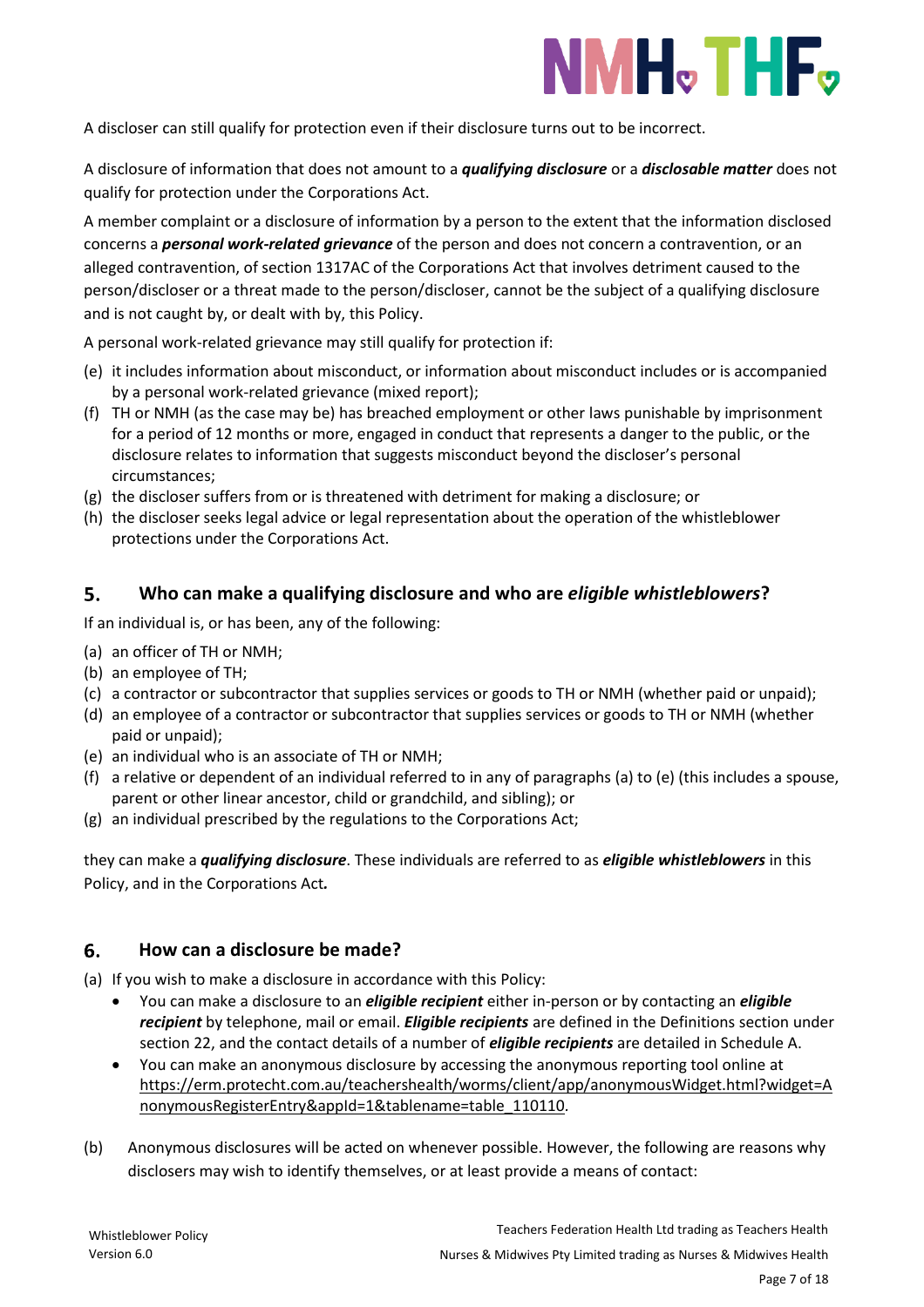A discloser can still qualify for protection even if their disclosure turns out to be incorrect.

A disclosure of information that does not amount to a ***qualifying disclosure*** or a ***disclosable matter*** does not qualify for protection under the Corporations Act.

A member complaint or a disclosure of information by a person to the extent that the information disclosed concerns a ***personal work-related grievance*** of the person and does not concern a contravention, or an alleged contravention, of section 1317AC of the Corporations Act that involves detriment caused to the person/discloser or a threat made to the person/discloser, cannot be the subject of a qualifying disclosure and is not caught by, or dealt with by, this Policy.

A personal work-related grievance may still qualify for protection if:

(e) it includes information about misconduct, or information about misconduct includes or is accompanied by a personal work-related grievance (mixed report);
(f) TH or NMH (as the case may be) has breached employment or other laws punishable by imprisonment for a period of 12 months or more, engaged in conduct that represents a danger to the public, or the disclosure relates to information that suggests misconduct beyond the discloser's personal circumstances;
(g) the discloser suffers from or is threatened with detriment for making a disclosure; or
(h) the discloser seeks legal advice or legal representation about the operation of the whistleblower protections under the Corporations Act.

## 5. Who can make a qualifying disclosure and who are *eligible whistleblowers*?

If an individual is, or has been, any of the following:

(a) an officer of TH or NMH;
(b) an employee of TH;
(c) a contractor or subcontractor that supplies services or goods to TH or NMH (whether paid or unpaid);
(d) an employee of a contractor or subcontractor that supplies services or goods to TH or NMH (whether paid or unpaid);
(e) an individual who is an associate of TH or NMH;
(f) a relative or dependent of an individual referred to in any of paragraphs (a) to (e) (this includes a spouse, parent or other linear ancestor, child or grandchild, and sibling); or
(g) an individual prescribed by the regulations to the Corporations Act;

they can make a ***qualifying disclosure***. These individuals are referred to as ***eligible whistleblowers*** in this Policy, and in the Corporations Act***.***

## 6. How can a disclosure be made?

(a) If you wish to make a disclosure in accordance with this Policy:
- You can make a disclosure to an ***eligible recipient*** either in-person or by contacting an ***eligible recipient*** by telephone, mail or email. ***Eligible recipients*** are defined in the Definitions section under section 22, and the contact details of a number of ***eligible recipients*** are detailed in Schedule A.
- You can make an anonymous disclosure by accessing the anonymous reporting tool online at https://erm.protecht.com.au/teachershealth/worms/client/app/anonymousWidget.html?widget=AnonymousRegisterEntry&appId=1&tablename=table_110110.

(b) Anonymous disclosures will be acted on whenever possible. However, the following are reasons why disclosers may wish to identify themselves, or at least provide a means of contact: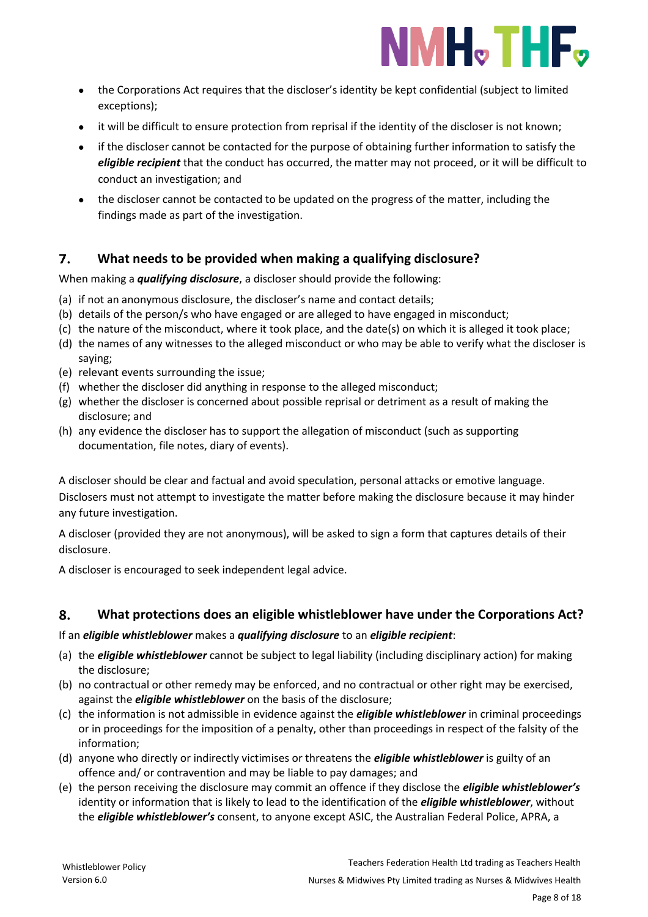- the Corporations Act requires that the discloser's identity be kept confidential (subject to limited exceptions);
- it will be difficult to ensure protection from reprisal if the identity of the discloser is not known;
- if the discloser cannot be contacted for the purpose of obtaining further information to satisfy the ***eligible recipient*** that the conduct has occurred, the matter may not proceed, or it will be difficult to conduct an investigation; and
- the discloser cannot be contacted to be updated on the progress of the matter, including the findings made as part of the investigation.

## 7. What needs to be provided when making a qualifying disclosure?

When making a ***qualifying disclosure***, a discloser should provide the following:

(a) if not an anonymous disclosure, the discloser's name and contact details;
(b) details of the person/s who have engaged or are alleged to have engaged in misconduct;
(c) the nature of the misconduct, where it took place, and the date(s) on which it is alleged it took place;
(d) the names of any witnesses to the alleged misconduct or who may be able to verify what the discloser is saying;
(e) relevant events surrounding the issue;
(f) whether the discloser did anything in response to the alleged misconduct;
(g) whether the discloser is concerned about possible reprisal or detriment as a result of making the disclosure; and
(h) any evidence the discloser has to support the allegation of misconduct (such as supporting documentation, file notes, diary of events).

A discloser should be clear and factual and avoid speculation, personal attacks or emotive language. Disclosers must not attempt to investigate the matter before making the disclosure because it may hinder any future investigation.

A discloser (provided they are not anonymous), will be asked to sign a form that captures details of their disclosure.

A discloser is encouraged to seek independent legal advice.

## 8. What protections does an eligible whistleblower have under the Corporations Act?

If an ***eligible whistleblower*** makes a ***qualifying disclosure*** to an ***eligible recipient***:

(a) the ***eligible whistleblower*** cannot be subject to legal liability (including disciplinary action) for making the disclosure;
(b) no contractual or other remedy may be enforced, and no contractual or other right may be exercised, against the ***eligible whistleblower*** on the basis of the disclosure;
(c) the information is not admissible in evidence against the ***eligible whistleblower*** in criminal proceedings or in proceedings for the imposition of a penalty, other than proceedings in respect of the falsity of the information;
(d) anyone who directly or indirectly victimises or threatens the ***eligible whistleblower*** is guilty of an offence and/ or contravention and may be liable to pay damages; and
(e) the person receiving the disclosure may commit an offence if they disclose the ***eligible whistleblower's*** identity or information that is likely to lead to the identification of the ***eligible whistleblower***, without the ***eligible whistleblower's*** consent, to anyone except ASIC, the Australian Federal Police, APRA, a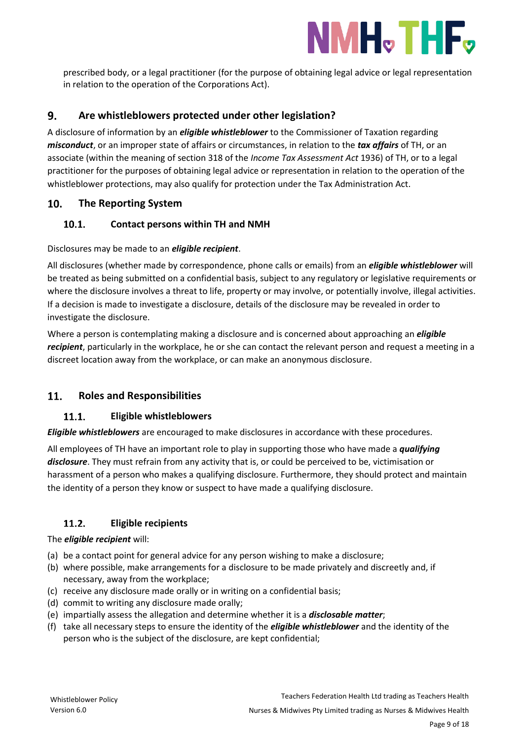prescribed body, or a legal practitioner (for the purpose of obtaining legal advice or legal representation in relation to the operation of the Corporations Act).

## 9. Are whistleblowers protected under other legislation?

A disclosure of information by an ***eligible whistleblower*** to the Commissioner of Taxation regarding ***misconduct***, or an improper state of affairs or circumstances, in relation to the ***tax affairs*** of TH, or an associate (within the meaning of section 318 of the *Income Tax Assessment Act* 1936) of TH, or to a legal practitioner for the purposes of obtaining legal advice or representation in relation to the operation of the whistleblower protections, may also qualify for protection under the Tax Administration Act.

## 10. The Reporting System

### 10.1. Contact persons within TH and NMH

Disclosures may be made to an ***eligible recipient***.

All disclosures (whether made by correspondence, phone calls or emails) from an ***eligible whistleblower*** will be treated as being submitted on a confidential basis, subject to any regulatory or legislative requirements or where the disclosure involves a threat to life, property or may involve, or potentially involve, illegal activities. If a decision is made to investigate a disclosure, details of the disclosure may be revealed in order to investigate the disclosure.

Where a person is contemplating making a disclosure and is concerned about approaching an ***eligible recipient***, particularly in the workplace, he or she can contact the relevant person and request a meeting in a discreet location away from the workplace, or can make an anonymous disclosure.

## 11. Roles and Responsibilities

### 11.1. Eligible whistleblowers

***Eligible whistleblowers*** are encouraged to make disclosures in accordance with these procedures.

All employees of TH have an important role to play in supporting those who have made a ***qualifying disclosure***. They must refrain from any activity that is, or could be perceived to be, victimisation or harassment of a person who makes a qualifying disclosure. Furthermore, they should protect and maintain the identity of a person they know or suspect to have made a qualifying disclosure.

### 11.2. Eligible recipients

The ***eligible recipient*** will:

(a) be a contact point for general advice for any person wishing to make a disclosure;
(b) where possible, make arrangements for a disclosure to be made privately and discreetly and, if necessary, away from the workplace;
(c) receive any disclosure made orally or in writing on a confidential basis;
(d) commit to writing any disclosure made orally;
(e) impartially assess the allegation and determine whether it is a ***disclosable matter***;
(f) take all necessary steps to ensure the identity of the ***eligible whistleblower*** and the identity of the person who is the subject of the disclosure, are kept confidential;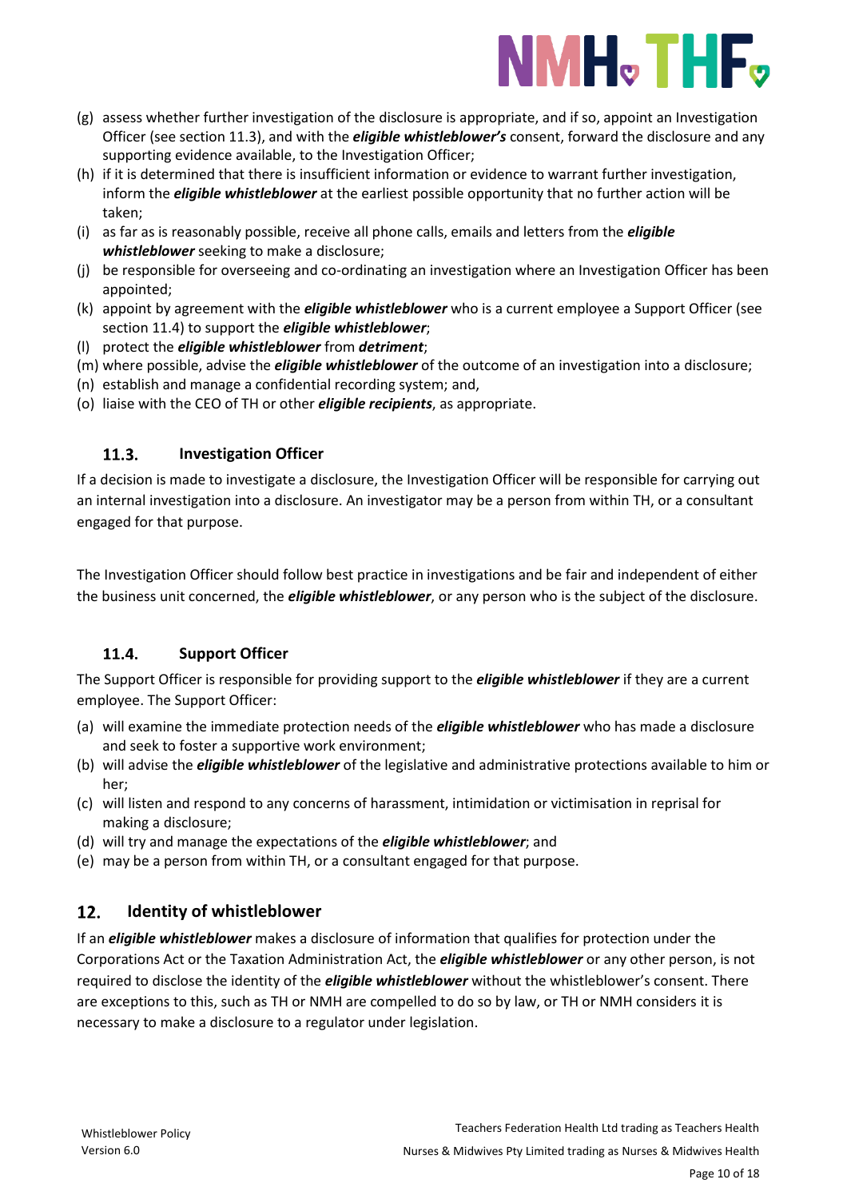(g) assess whether further investigation of the disclosure is appropriate, and if so, appoint an Investigation Officer (see section 11.3), and with the ***eligible whistleblower's*** consent, forward the disclosure and any supporting evidence available, to the Investigation Officer;
(h) if it is determined that there is insufficient information or evidence to warrant further investigation, inform the ***eligible whistleblower*** at the earliest possible opportunity that no further action will be taken;
(i) as far as is reasonably possible, receive all phone calls, emails and letters from the ***eligible whistleblower*** seeking to make a disclosure;
(j) be responsible for overseeing and co-ordinating an investigation where an Investigation Officer has been appointed;
(k) appoint by agreement with the ***eligible whistleblower*** who is a current employee a Support Officer (see section 11.4) to support the ***eligible whistleblower***;
(l) protect the ***eligible whistleblower*** from ***detriment***;
(m) where possible, advise the ***eligible whistleblower*** of the outcome of an investigation into a disclosure;
(n) establish and manage a confidential recording system; and,
(o) liaise with the CEO of TH or other ***eligible recipients***, as appropriate.

### 11.3. Investigation Officer

If a decision is made to investigate a disclosure, the Investigation Officer will be responsible for carrying out an internal investigation into a disclosure. An investigator may be a person from within TH, or a consultant engaged for that purpose.

The Investigation Officer should follow best practice in investigations and be fair and independent of either the business unit concerned, the ***eligible whistleblower***, or any person who is the subject of the disclosure.

### 11.4. Support Officer

The Support Officer is responsible for providing support to the ***eligible whistleblower*** if they are a current employee. The Support Officer:

(a) will examine the immediate protection needs of the ***eligible whistleblower*** who has made a disclosure and seek to foster a supportive work environment;
(b) will advise the ***eligible whistleblower*** of the legislative and administrative protections available to him or her;
(c) will listen and respond to any concerns of harassment, intimidation or victimisation in reprisal for making a disclosure;
(d) will try and manage the expectations of the ***eligible whistleblower***; and
(e) may be a person from within TH, or a consultant engaged for that purpose.

## 12. Identity of whistleblower

If an ***eligible whistleblower*** makes a disclosure of information that qualifies for protection under the Corporations Act or the Taxation Administration Act, the ***eligible whistleblower*** or any other person, is not required to disclose the identity of the ***eligible whistleblower*** without the whistleblower's consent. There are exceptions to this, such as TH or NMH are compelled to do so by law, or TH or NMH considers it is necessary to make a disclosure to a regulator under legislation.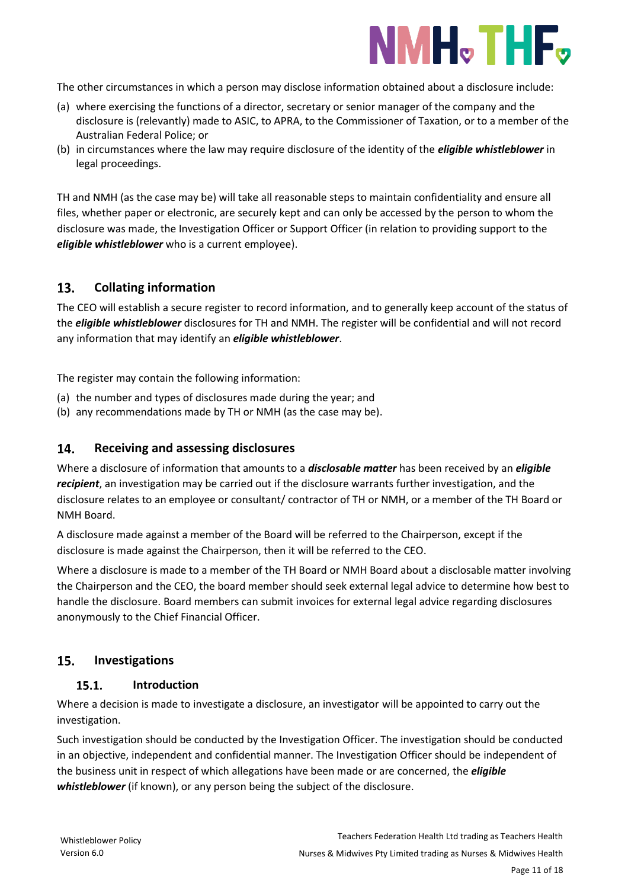The other circumstances in which a person may disclose information obtained about a disclosure include:

(a) where exercising the functions of a director, secretary or senior manager of the company and the disclosure is (relevantly) made to ASIC, to APRA, to the Commissioner of Taxation, or to a member of the Australian Federal Police; or
(b) in circumstances where the law may require disclosure of the identity of the ***eligible whistleblower*** in legal proceedings.

TH and NMH (as the case may be) will take all reasonable steps to maintain confidentiality and ensure all files, whether paper or electronic, are securely kept and can only be accessed by the person to whom the disclosure was made, the Investigation Officer or Support Officer (in relation to providing support to the ***eligible whistleblower*** who is a current employee).

## 13. Collating information

The CEO will establish a secure register to record information, and to generally keep account of the status of the ***eligible whistleblower*** disclosures for TH and NMH. The register will be confidential and will not record any information that may identify an ***eligible whistleblower***.

The register may contain the following information:

(a) the number and types of disclosures made during the year; and
(b) any recommendations made by TH or NMH (as the case may be).

## 14. Receiving and assessing disclosures

Where a disclosure of information that amounts to a ***disclosable matter*** has been received by an ***eligible recipient***, an investigation may be carried out if the disclosure warrants further investigation, and the disclosure relates to an employee or consultant/ contractor of TH or NMH, or a member of the TH Board or NMH Board.

A disclosure made against a member of the Board will be referred to the Chairperson, except if the disclosure is made against the Chairperson, then it will be referred to the CEO.

Where a disclosure is made to a member of the TH Board or NMH Board about a disclosable matter involving the Chairperson and the CEO, the board member should seek external legal advice to determine how best to handle the disclosure. Board members can submit invoices for external legal advice regarding disclosures anonymously to the Chief Financial Officer.

## 15. Investigations

### 15.1. Introduction

Where a decision is made to investigate a disclosure, an investigator will be appointed to carry out the investigation.

Such investigation should be conducted by the Investigation Officer. The investigation should be conducted in an objective, independent and confidential manner. The Investigation Officer should be independent of the business unit in respect of which allegations have been made or are concerned, the ***eligible whistleblower*** (if known), or any person being the subject of the disclosure.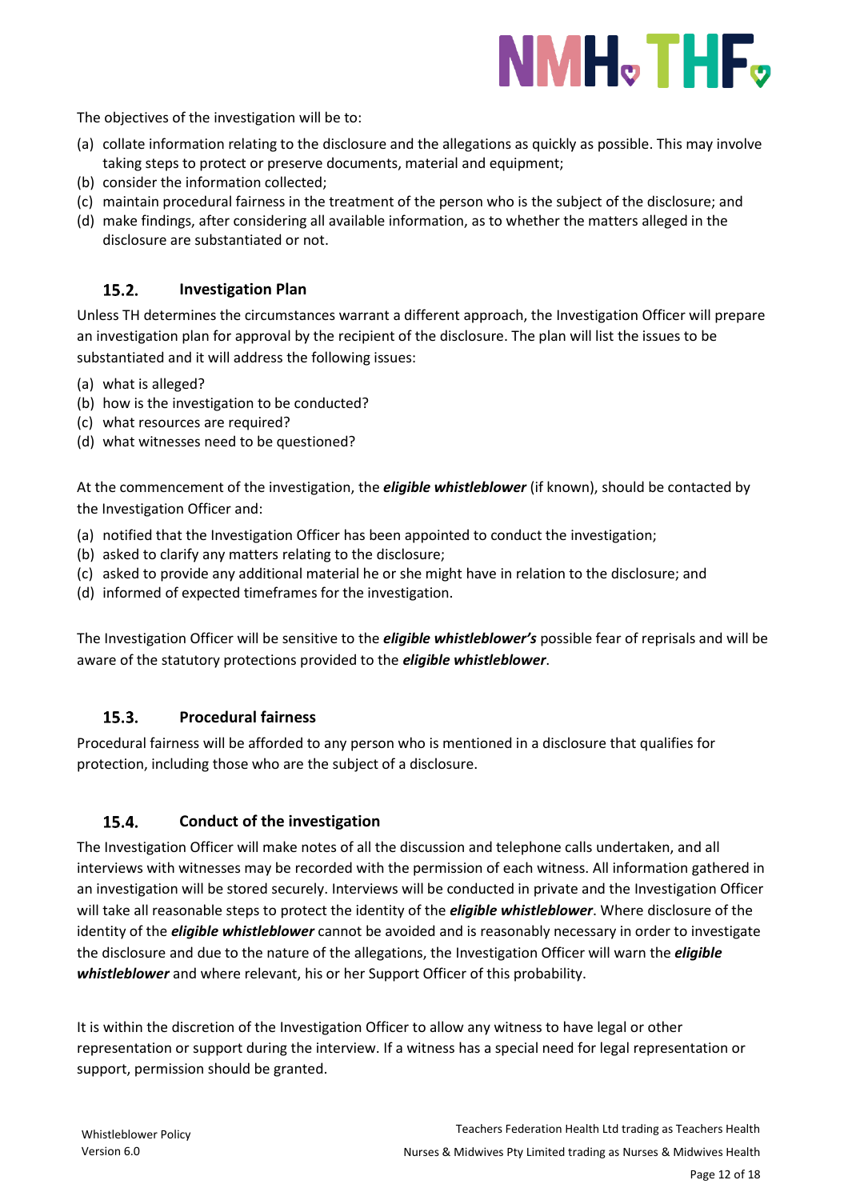The objectives of the investigation will be to:

(a) collate information relating to the disclosure and the allegations as quickly as possible. This may involve taking steps to protect or preserve documents, material and equipment;
(b) consider the information collected;
(c) maintain procedural fairness in the treatment of the person who is the subject of the disclosure; and
(d) make findings, after considering all available information, as to whether the matters alleged in the disclosure are substantiated or not.

### 15.2. Investigation Plan

Unless TH determines the circumstances warrant a different approach, the Investigation Officer will prepare an investigation plan for approval by the recipient of the disclosure. The plan will list the issues to be substantiated and it will address the following issues:

(a) what is alleged?
(b) how is the investigation to be conducted?
(c) what resources are required?
(d) what witnesses need to be questioned?

At the commencement of the investigation, the ***eligible whistleblower*** (if known), should be contacted by the Investigation Officer and:

(a) notified that the Investigation Officer has been appointed to conduct the investigation;
(b) asked to clarify any matters relating to the disclosure;
(c) asked to provide any additional material he or she might have in relation to the disclosure; and
(d) informed of expected timeframes for the investigation.

The Investigation Officer will be sensitive to the ***eligible whistleblower's*** possible fear of reprisals and will be aware of the statutory protections provided to the ***eligible whistleblower***.

### 15.3. Procedural fairness

Procedural fairness will be afforded to any person who is mentioned in a disclosure that qualifies for protection, including those who are the subject of a disclosure.

### 15.4. Conduct of the investigation

The Investigation Officer will make notes of all the discussion and telephone calls undertaken, and all interviews with witnesses may be recorded with the permission of each witness. All information gathered in an investigation will be stored securely. Interviews will be conducted in private and the Investigation Officer will take all reasonable steps to protect the identity of the ***eligible whistleblower***. Where disclosure of the identity of the ***eligible whistleblower*** cannot be avoided and is reasonably necessary in order to investigate the disclosure and due to the nature of the allegations, the Investigation Officer will warn the ***eligible whistleblower*** and where relevant, his or her Support Officer of this probability.

It is within the discretion of the Investigation Officer to allow any witness to have legal or other representation or support during the interview. If a witness has a special need for legal representation or support, permission should be granted.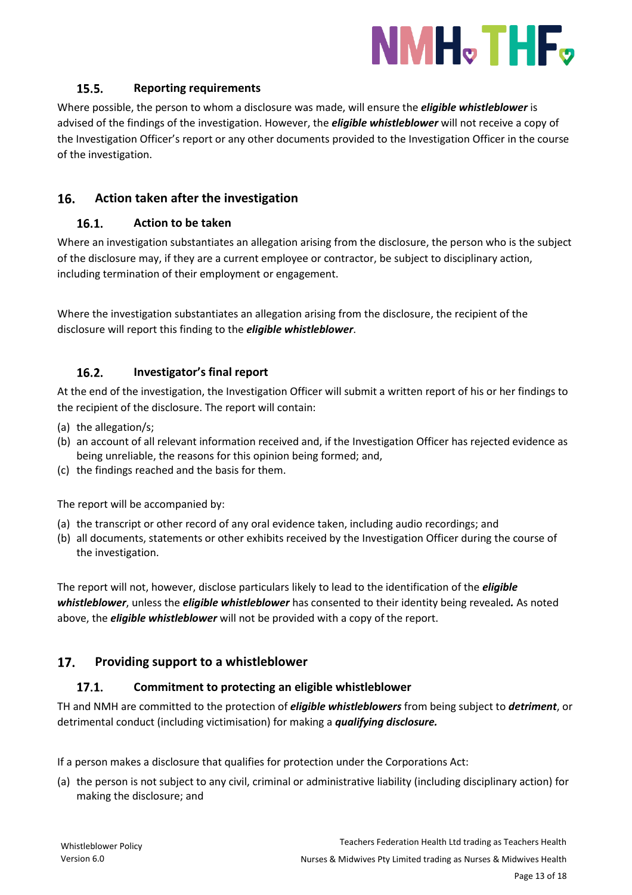### 15.5. Reporting requirements

Where possible, the person to whom a disclosure was made, will ensure the ***eligible whistleblower*** is advised of the findings of the investigation. However, the ***eligible whistleblower*** will not receive a copy of the Investigation Officer's report or any other documents provided to the Investigation Officer in the course of the investigation.

## 16. Action taken after the investigation

### 16.1. Action to be taken

Where an investigation substantiates an allegation arising from the disclosure, the person who is the subject of the disclosure may, if they are a current employee or contractor, be subject to disciplinary action, including termination of their employment or engagement.

Where the investigation substantiates an allegation arising from the disclosure, the recipient of the disclosure will report this finding to the ***eligible whistleblower***.

### 16.2. Investigator's final report

At the end of the investigation, the Investigation Officer will submit a written report of his or her findings to the recipient of the disclosure. The report will contain:

(a) the allegation/s;
(b) an account of all relevant information received and, if the Investigation Officer has rejected evidence as being unreliable, the reasons for this opinion being formed; and,
(c) the findings reached and the basis for them.

The report will be accompanied by:

(a) the transcript or other record of any oral evidence taken, including audio recordings; and
(b) all documents, statements or other exhibits received by the Investigation Officer during the course of the investigation.

The report will not, however, disclose particulars likely to lead to the identification of the ***eligible whistleblower***, unless the ***eligible whistleblower*** has consented to their identity being revealed***.*** As noted above, the ***eligible whistleblower*** will not be provided with a copy of the report.

## 17. Providing support to a whistleblower

### 17.1. Commitment to protecting an eligible whistleblower

TH and NMH are committed to the protection of ***eligible whistleblowers*** from being subject to ***detriment***, or detrimental conduct (including victimisation) for making a ***qualifying disclosure.***

If a person makes a disclosure that qualifies for protection under the Corporations Act:

(a) the person is not subject to any civil, criminal or administrative liability (including disciplinary action) for making the disclosure; and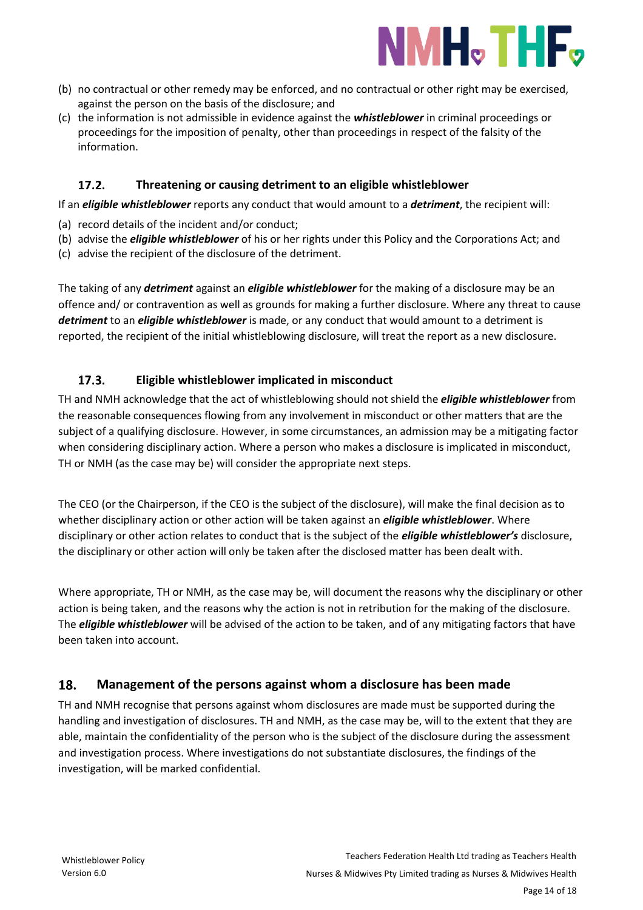(b) no contractual or other remedy may be enforced, and no contractual or other right may be exercised, against the person on the basis of the disclosure; and
(c) the information is not admissible in evidence against the ***whistleblower*** in criminal proceedings or proceedings for the imposition of penalty, other than proceedings in respect of the falsity of the information.

### 17.2. Threatening or causing detriment to an eligible whistleblower

If an ***eligible whistleblower*** reports any conduct that would amount to a ***detriment***, the recipient will:

(a) record details of the incident and/or conduct;
(b) advise the ***eligible whistleblower*** of his or her rights under this Policy and the Corporations Act; and
(c) advise the recipient of the disclosure of the detriment.

The taking of any ***detriment*** against an ***eligible whistleblower*** for the making of a disclosure may be an offence and/ or contravention as well as grounds for making a further disclosure. Where any threat to cause ***detriment*** to an ***eligible whistleblower*** is made, or any conduct that would amount to a detriment is reported, the recipient of the initial whistleblowing disclosure, will treat the report as a new disclosure.

### 17.3. Eligible whistleblower implicated in misconduct

TH and NMH acknowledge that the act of whistleblowing should not shield the ***eligible whistleblower*** from the reasonable consequences flowing from any involvement in misconduct or other matters that are the subject of a qualifying disclosure. However, in some circumstances, an admission may be a mitigating factor when considering disciplinary action. Where a person who makes a disclosure is implicated in misconduct, TH or NMH (as the case may be) will consider the appropriate next steps.

The CEO (or the Chairperson, if the CEO is the subject of the disclosure), will make the final decision as to whether disciplinary action or other action will be taken against an ***eligible whistleblower***. Where disciplinary or other action relates to conduct that is the subject of the ***eligible whistleblower's*** disclosure, the disciplinary or other action will only be taken after the disclosed matter has been dealt with.

Where appropriate, TH or NMH, as the case may be, will document the reasons why the disciplinary or other action is being taken, and the reasons why the action is not in retribution for the making of the disclosure. The ***eligible whistleblower*** will be advised of the action to be taken, and of any mitigating factors that have been taken into account.

## 18. Management of the persons against whom a disclosure has been made

TH and NMH recognise that persons against whom disclosures are made must be supported during the handling and investigation of disclosures. TH and NMH, as the case may be, will to the extent that they are able, maintain the confidentiality of the person who is the subject of the disclosure during the assessment and investigation process. Where investigations do not substantiate disclosures, the findings of the investigation, will be marked confidential.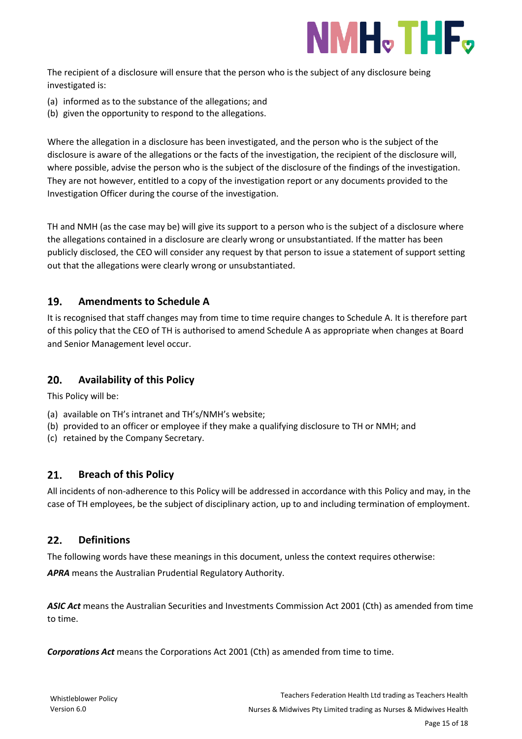The recipient of a disclosure will ensure that the person who is the subject of any disclosure being investigated is:

(a) informed as to the substance of the allegations; and
(b) given the opportunity to respond to the allegations.

Where the allegation in a disclosure has been investigated, and the person who is the subject of the disclosure is aware of the allegations or the facts of the investigation, the recipient of the disclosure will, where possible, advise the person who is the subject of the disclosure of the findings of the investigation. They are not however, entitled to a copy of the investigation report or any documents provided to the Investigation Officer during the course of the investigation.

TH and NMH (as the case may be) will give its support to a person who is the subject of a disclosure where the allegations contained in a disclosure are clearly wrong or unsubstantiated. If the matter has been publicly disclosed, the CEO will consider any request by that person to issue a statement of support setting out that the allegations were clearly wrong or unsubstantiated.

## 19. Amendments to Schedule A

It is recognised that staff changes may from time to time require changes to Schedule A. It is therefore part of this policy that the CEO of TH is authorised to amend Schedule A as appropriate when changes at Board and Senior Management level occur.

## 20. Availability of this Policy

This Policy will be:

(a) available on TH's intranet and TH's/NMH's website;
(b) provided to an officer or employee if they make a qualifying disclosure to TH or NMH; and
(c) retained by the Company Secretary.

## 21. Breach of this Policy

All incidents of non-adherence to this Policy will be addressed in accordance with this Policy and may, in the case of TH employees, be the subject of disciplinary action, up to and including termination of employment.

## 22. Definitions

The following words have these meanings in this document, unless the context requires otherwise:

***APRA*** means the Australian Prudential Regulatory Authority.

***ASIC Act*** means the Australian Securities and Investments Commission Act 2001 (Cth) as amended from time to time.

***Corporations Act*** means the Corporations Act 2001 (Cth) as amended from time to time.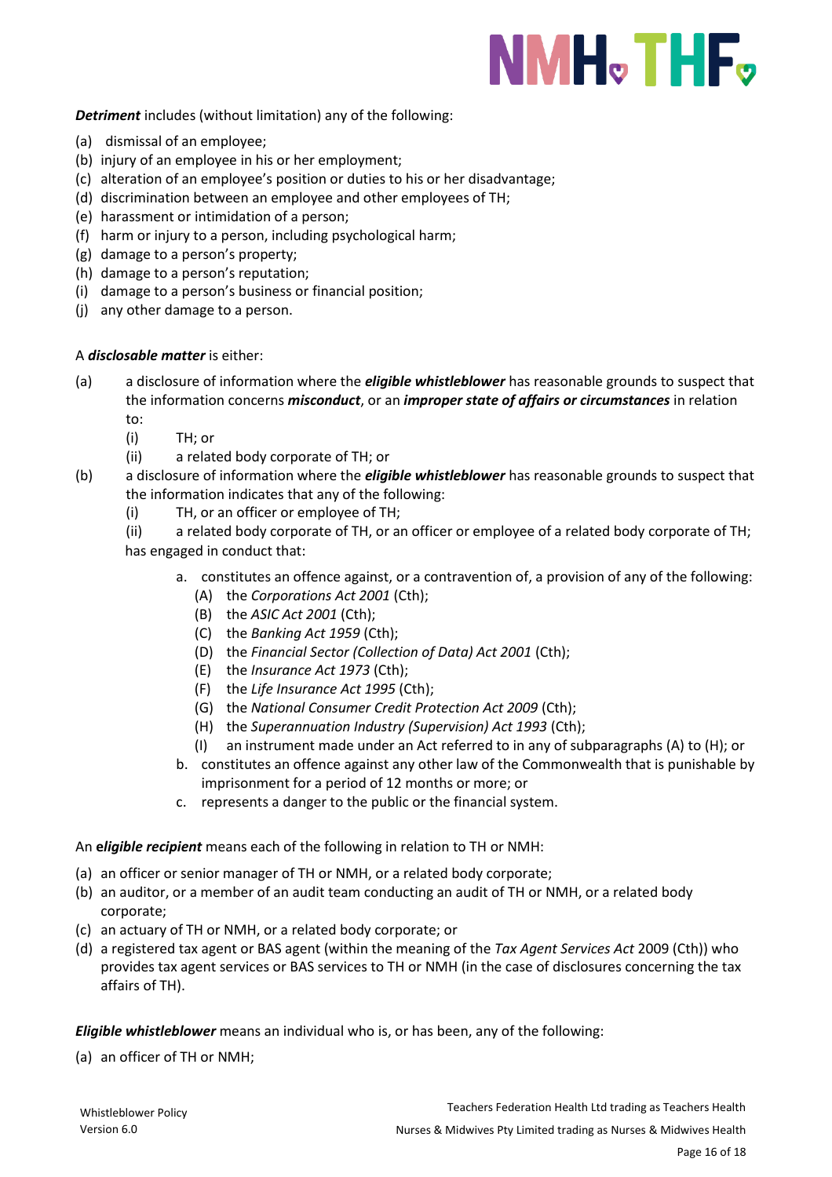***Detriment*** includes (without limitation) any of the following:

(a) dismissal of an employee;
(b) injury of an employee in his or her employment;
(c) alteration of an employee's position or duties to his or her disadvantage;
(d) discrimination between an employee and other employees of TH;
(e) harassment or intimidation of a person;
(f) harm or injury to a person, including psychological harm;
(g) damage to a person's property;
(h) damage to a person's reputation;
(i) damage to a person's business or financial position;
(j) any other damage to a person.

A ***disclosable matter*** is either:

(a) a disclosure of information where the ***eligible whistleblower*** has reasonable grounds to suspect that the information concerns ***misconduct***, or an ***improper state of affairs or circumstances*** in relation to:
  (i) TH; or
  (ii) a related body corporate of TH; or

(b) a disclosure of information where the ***eligible whistleblower*** has reasonable grounds to suspect that the information indicates that any of the following:
  (i) TH, or an officer or employee of TH;
  (ii) a related body corporate of TH, or an officer or employee of a related body corporate of TH;

  has engaged in conduct that:

  a. constitutes an offence against, or a contravention of, a provision of any of the following:
    (A) the *Corporations Act 2001* (Cth);
    (B) the *ASIC Act 2001* (Cth);
    (C) the *Banking Act 1959* (Cth);
    (D) the *Financial Sector (Collection of Data) Act 2001* (Cth);
    (E) the *Insurance Act 1973* (Cth);
    (F) the *Life Insurance Act 1995* (Cth);
    (G) the *National Consumer Credit Protection Act 2009* (Cth);
    (H) the *Superannuation Industry (Supervision) Act 1993* (Cth);
    (I) an instrument made under an Act referred to in any of subparagraphs (A) to (H); or
  b. constitutes an offence against any other law of the Commonwealth that is punishable by imprisonment for a period of 12 months or more; or
  c. represents a danger to the public or the financial system.

An ***eligible recipient*** means each of the following in relation to TH or NMH:

(a) an officer or senior manager of TH or NMH, or a related body corporate;
(b) an auditor, or a member of an audit team conducting an audit of TH or NMH, or a related body corporate;
(c) an actuary of TH or NMH, or a related body corporate; or
(d) a registered tax agent or BAS agent (within the meaning of the *Tax Agent Services Act* 2009 (Cth)) who provides tax agent services or BAS services to TH or NMH (in the case of disclosures concerning the tax affairs of TH).

***Eligible whistleblower*** means an individual who is, or has been, any of the following:

(a) an officer of TH or NMH;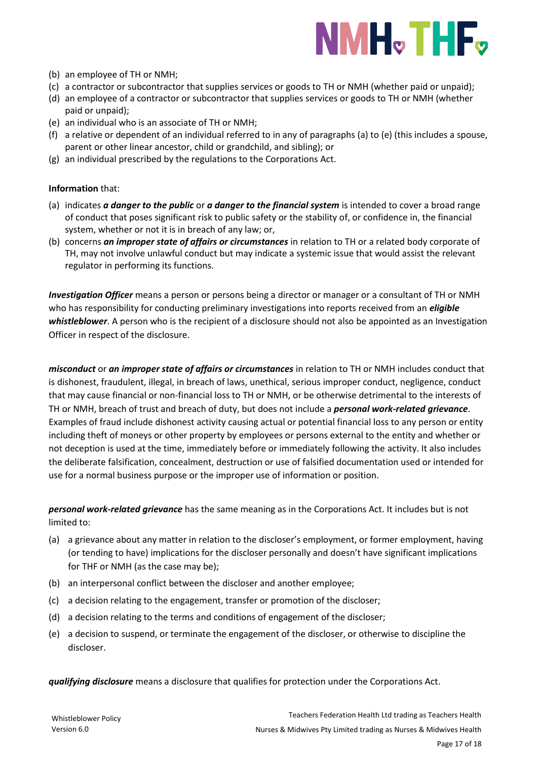(b) an employee of TH or NMH;
(c) a contractor or subcontractor that supplies services or goods to TH or NMH (whether paid or unpaid);
(d) an employee of a contractor or subcontractor that supplies services or goods to TH or NMH (whether paid or unpaid);
(e) an individual who is an associate of TH or NMH;
(f) a relative or dependent of an individual referred to in any of paragraphs (a) to (e) (this includes a spouse, parent or other linear ancestor, child or grandchild, and sibling); or
(g) an individual prescribed by the regulations to the Corporations Act.

**Information** that:

(a) indicates ***a danger to the public*** or ***a danger to the financial system*** is intended to cover a broad range of conduct that poses significant risk to public safety or the stability of, or confidence in, the financial system, whether or not it is in breach of any law; or,
(b) concerns ***an improper state of affairs or circumstances*** in relation to TH or a related body corporate of TH, may not involve unlawful conduct but may indicate a systemic issue that would assist the relevant regulator in performing its functions.

***Investigation Officer*** means a person or persons being a director or manager or a consultant of TH or NMH who has responsibility for conducting preliminary investigations into reports received from an ***eligible whistleblower***. A person who is the recipient of a disclosure should not also be appointed as an Investigation Officer in respect of the disclosure.

***misconduct*** or ***an improper state of affairs or circumstances*** in relation to TH or NMH includes conduct that is dishonest, fraudulent, illegal, in breach of laws, unethical, serious improper conduct, negligence, conduct that may cause financial or non-financial loss to TH or NMH, or be otherwise detrimental to the interests of TH or NMH, breach of trust and breach of duty, but does not include a ***personal work-related grievance***. Examples of fraud include dishonest activity causing actual or potential financial loss to any person or entity including theft of moneys or other property by employees or persons external to the entity and whether or not deception is used at the time, immediately before or immediately following the activity. It also includes the deliberate falsification, concealment, destruction or use of falsified documentation used or intended for use for a normal business purpose or the improper use of information or position.

***personal work-related grievance*** has the same meaning as in the Corporations Act. It includes but is not limited to:

(a) a grievance about any matter in relation to the discloser's employment, or former employment, having (or tending to have) implications for the discloser personally and doesn't have significant implications for THF or NMH (as the case may be);
(b) an interpersonal conflict between the discloser and another employee;
(c) a decision relating to the engagement, transfer or promotion of the discloser;
(d) a decision relating to the terms and conditions of engagement of the discloser;
(e) a decision to suspend, or terminate the engagement of the discloser, or otherwise to discipline the discloser.

***qualifying disclosure*** means a disclosure that qualifies for protection under the Corporations Act.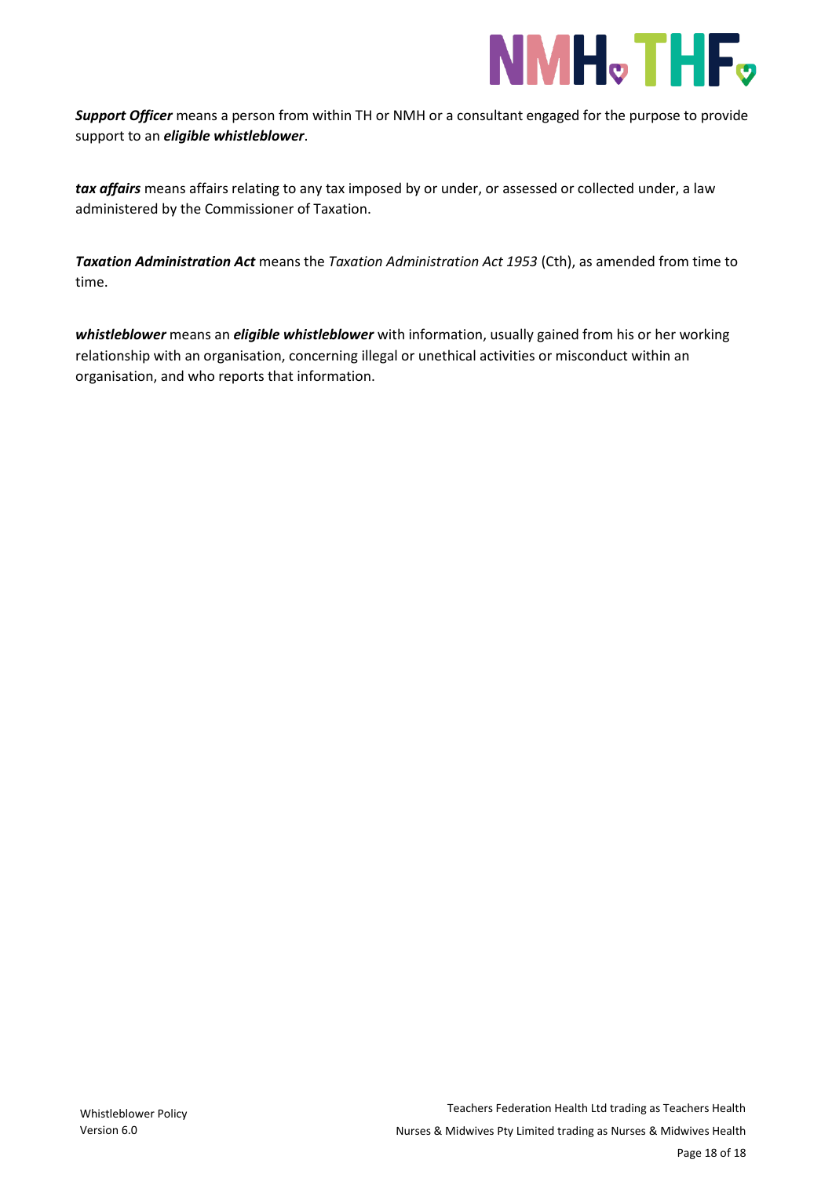***Support Officer*** means a person from within TH or NMH or a consultant engaged for the purpose to provide support to an ***eligible whistleblower***.

***tax affairs*** means affairs relating to any tax imposed by or under, or assessed or collected under, a law administered by the Commissioner of Taxation.

***Taxation Administration Act*** means the *Taxation Administration Act 1953* (Cth), as amended from time to time.

***whistleblower*** means an ***eligible whistleblower*** with information, usually gained from his or her working relationship with an organisation, concerning illegal or unethical activities or misconduct within an organisation, and who reports that information.